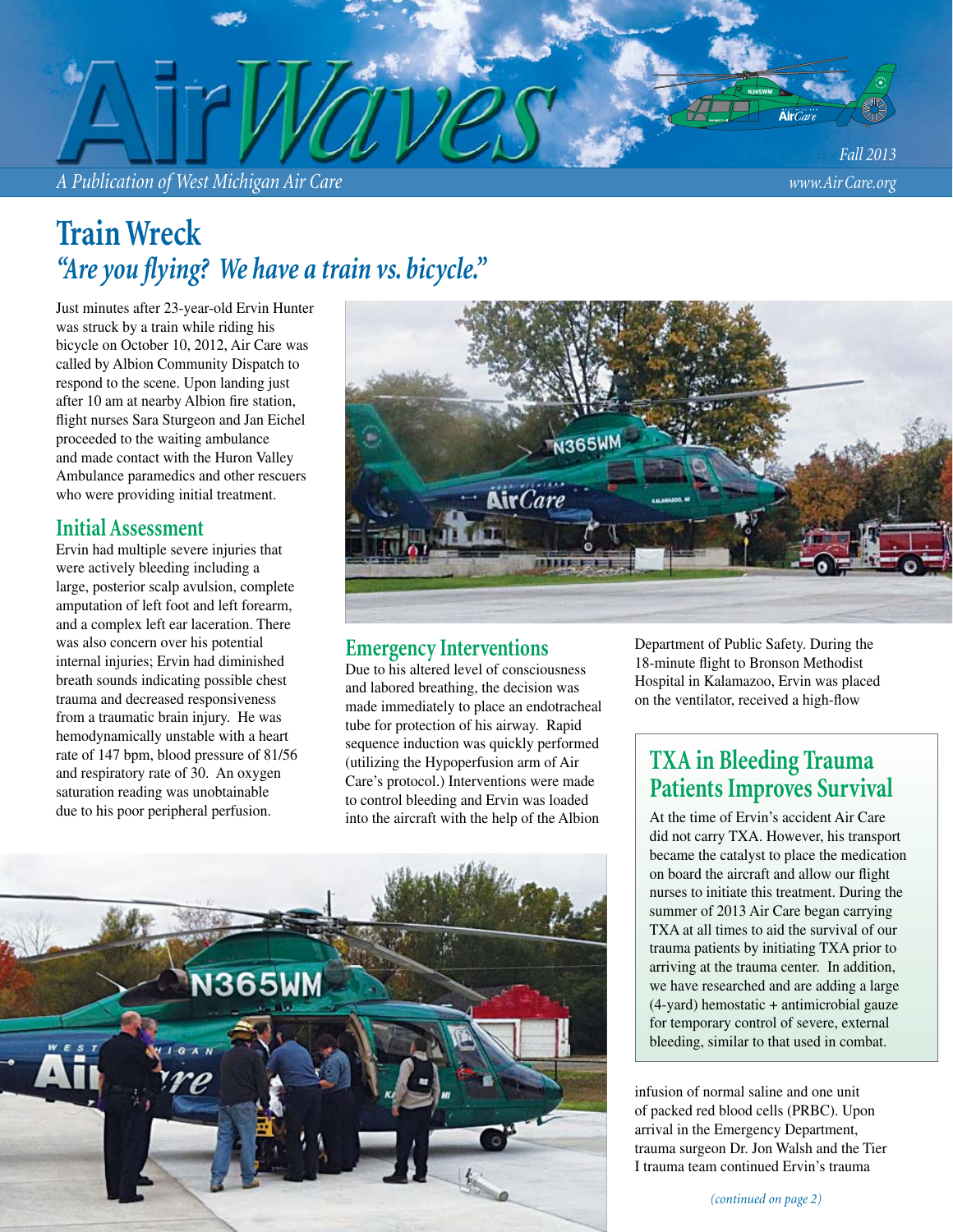# AirWaves

*A Publication of West Michigan Air Care*

*Fall 2013*

*www.AirCare.org*

# Train Wreck

## *"Are you flying? We have a train vs. bicycle."*

Just minutes after 23-year-old Ervin Hunter was struck by a train while riding his bicycle on October 10, 2012, Air Care was called by Albion Community Dispatch to respond to the scene. Upon landing just after 10 am at nearby Albion fire station, flight nurses Sara Sturgeon and Jan Eichel proceeded to the waiting ambulance and made contact with the Huron Valley Ambulance paramedics and other rescuers who were providing initial treatment.

## Initial Assessment

Ervin had multiple severe injuries that were actively bleeding including a large, posterior scalp avulsion, complete amputation of left foot and left forearm, and a complex left ear laceration. There was also concern over his potential internal injuries; Ervin had diminished breath sounds indicating possible chest trauma and decreased responsiveness from a traumatic brain injury. He was hemodynamically unstable with a heart rate of 147 bpm, blood pressure of 81/56 and respiratory rate of 30. An oxygen saturation reading was unobtainable due to his poor peripheral perfusion.

## Emergency Interventions

Due to his altered level of consciousness and labored breathing, the decision was made immediately to place an endotracheal tube for protection of his airway. Rapid sequence induction was quickly performed (utilizing the Hypoperfusion arm of Air Care's protocol.) Interventions were made to control bleeding and Ervin was loaded into the aircraft with the help of the Albion Department of Public Safety. During the 18-minute flight to Bronson Methodist Hospital in Kalamazoo, Ervin was placed on the ventilator, received a high-flow infusion of normal saline and one unit of packed red blood cells (PRBC). Upon arrival in the Emergency Department, trauma surgeon Dr. Jon Walsh and the Tier I trauma team continued Ervin's trauma

*(continued on page 2)*

## TXA in Bleeding Trauma Patients Improves Survival

At the time of Ervin's accident Air Care did not carry TXA. However, his transport became the catalyst to place the medication on board the aircraft and allow our flight nurses to initiate this treatment. During the summer of 2013 Air Care began carrying TXA at all times to aid the survival of our trauma patients by initiating TXA prior to arriving at the trauma center. In addition, we have researched and are adding a large (4-yard) hemostatic + antimicrobial gauze for temporary control of severe, external bleeding, similar to that used in combat.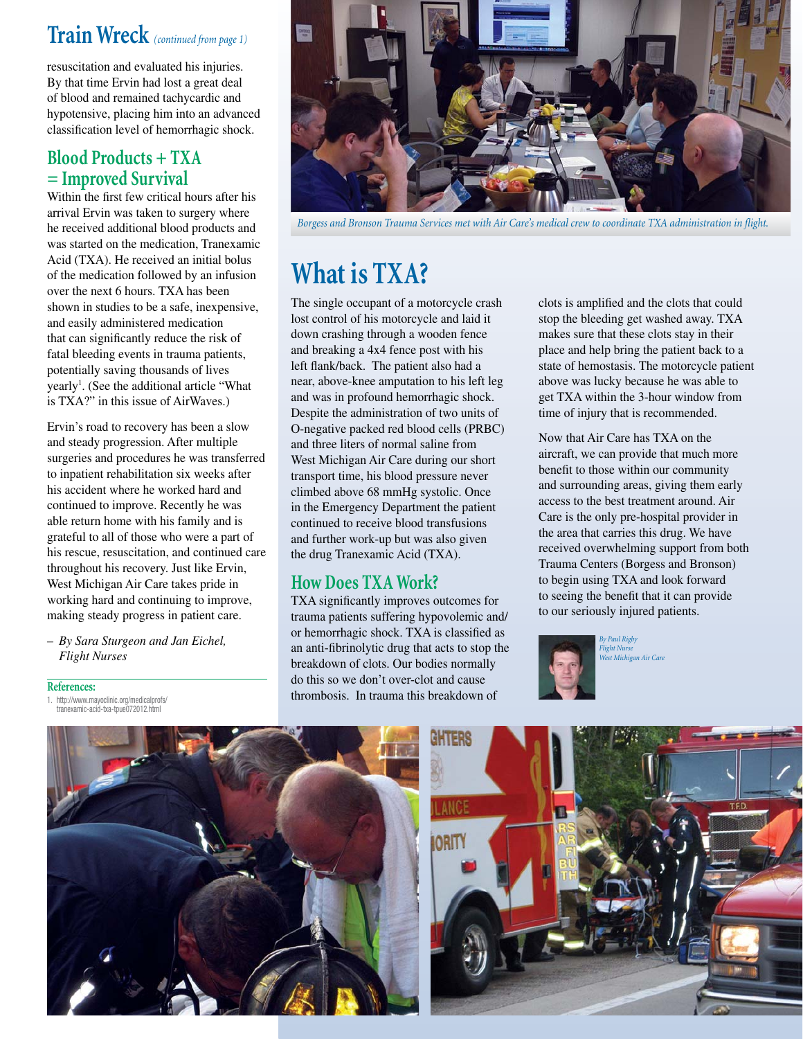## Train Wreck *(continued from page 1)*

resuscitation and evaluated his injuries. By that time Ervin had lost a great deal of blood and remained tachycardic and hypotensive, placing him into an advanced classification level of hemorrhagic shock.

### Blood Products + TXA = Improved Survival

Within the first few critical hours after his arrival Ervin was taken to surgery where he received additional blood products and was started on the medication, Tranexamic Acid (TXA). He received an initial bolus of the medication followed by an infusion over the next 6 hours. TXA has been shown in studies to be a safe, inexpensive, and easily administered medication that can significantly reduce the risk of fatal bleeding events in trauma patients, potentially saving thousands of lives yearly[1]. (See the additional article "What is TXA?" in this issue of AirWaves.)

Ervin's road to recovery has been a slow and steady progression. After multiple surgeries and procedures he was transferred to inpatient rehabilitation six weeks after his accident where he worked hard and continued to improve. Recently he was able return home with his family and is grateful to all of those who were a part of his rescue, resuscitation, and continued care throughout his recovery. Just like Ervin, West Michigan Air Care takes pride in working hard and continuing to improve, making steady progress in patient care.

– *By Sara Sturgeon and Jan Eichel, Flight Nurses*

**References:**

1. http://www.mayoclinic.org/medicalprofs/tranexamic-acid-txa-tpue072012.html

*Borgess and Bronson Trauma Services met with Air Care's medical crew to coordinate TXA administration in flight.*

## What is TXA?

The single occupant of a motorcycle crash lost control of his motorcycle and laid it down crashing through a wooden fence and breaking a 4x4 fence post with his left flank/back. The patient also had a near, above-knee amputation to his left leg and was in profound hemorrhagic shock. Despite the administration of two units of O-negative packed red blood cells (PRBC) and three liters of normal saline from West Michigan Air Care during our short transport time, his blood pressure never climbed above 68 mmHg systolic. Once in the Emergency Department the patient continued to receive blood transfusions and further work-up but was also given the drug Tranexamic Acid (TXA).

### How Does TXA Work?

TXA significantly improves outcomes for trauma patients suffering hypovolemic and/or hemorrhagic shock. TXA is classified as an anti-fibrinolytic drug that acts to stop the breakdown of clots. Our bodies normally do this so we don't over-clot and cause thrombosis. In trauma this breakdown of clots is amplified and the clots that could stop the bleeding get washed away. TXA makes sure that these clots stay in their place and help bring the patient back to a state of hemostasis. The motorcycle patient above was lucky because he was able to get TXA within the 3-hour window from time of injury that is recommended.

Now that Air Care has TXA on the aircraft, we can provide that much more benefit to those within our community and surrounding areas, giving them early access to the best treatment around. Air Care is the only pre-hospital provider in the area that carries this drug. We have received overwhelming support from both Trauma Centers (Borgess and Bronson) to begin using TXA and look forward to seeing the benefit that it can provide to our seriously injured patients.

*By Paul Rigby*
*Flight Nurse*
*West Michigan Air Care*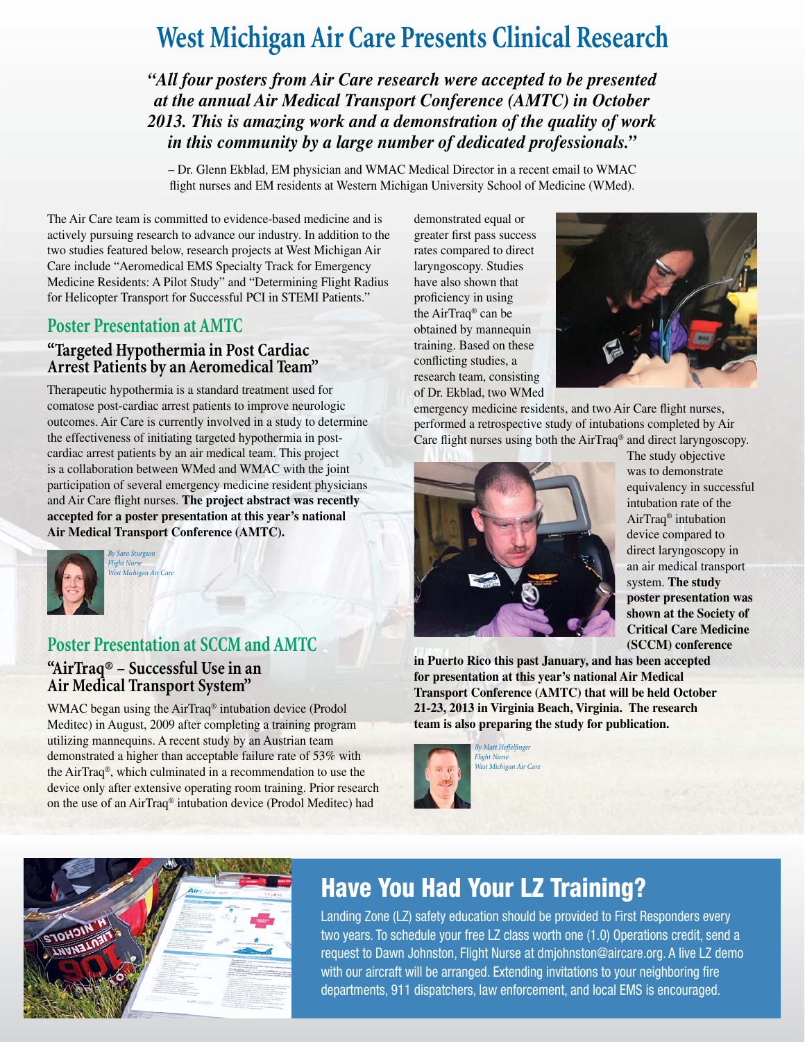# West Michigan Air Care Presents Clinical Research

***"All four posters from Air Care research were accepted to be presented at the annual Air Medical Transport Conference (AMTC) in October 2013. This is amazing work and a demonstration of the quality of work in this community by a large number of dedicated professionals."***

– Dr. Glenn Ekblad, EM physician and WMAC Medical Director in a recent email to WMAC flight nurses and EM residents at Western Michigan University School of Medicine (WMed).

The Air Care team is committed to evidence-based medicine and is actively pursuing research to advance our industry. In addition to the two studies featured below, research projects at West Michigan Air Care include "Aeromedical EMS Specialty Track for Emergency Medicine Residents: A Pilot Study" and "Determining Flight Radius for Helicopter Transport for Successful PCI in STEMI Patients."

## Poster Presentation at AMTC

### "Targeted Hypothermia in Post Cardiac Arrest Patients by an Aeromedical Team"

Therapeutic hypothermia is a standard treatment used for comatose post-cardiac arrest patients to improve neurologic outcomes. Air Care is currently involved in a study to determine the effectiveness of initiating targeted hypothermia in post-cardiac arrest patients by an air medical team. This project is a collaboration between WMed and WMAC with the joint participation of several emergency medicine resident physicians and Air Care flight nurses. **The project abstract was recently accepted for a poster presentation at this year's national Air Medical Transport Conference (AMTC).**

*By Sara Sturgeon*
*Flight Nurse*
*West Michigan Air Care*

## Poster Presentation at SCCM and AMTC

### "AirTraq® – Successful Use in an Air Medical Transport System"

WMAC began using the AirTraq® intubation device (Prodol Meditec) in August, 2009 after completing a training program utilizing mannequins. A recent study by an Austrian team demonstrated a higher than acceptable failure rate of 53% with the AirTraq®, which culminated in a recommendation to use the device only after extensive operating room training. Prior research on the use of an AirTraq® intubation device (Prodol Meditec) had demonstrated equal or greater first pass success rates compared to direct laryngoscopy. Studies have also shown that proficiency in using the AirTraq® can be obtained by mannequin training. Based on these conflicting studies, a research team, consisting of Dr. Ekblad, two WMed emergency medicine residents, and two Air Care flight nurses, performed a retrospective study of intubations completed by Air Care flight nurses using both the AirTraq® and direct laryngoscopy. The study objective was to demonstrate equivalency in successful intubation rate of the AirTraq® intubation device compared to direct laryngoscopy in an air medical transport system. **The study poster presentation was shown at the Society of Critical Care Medicine (SCCM) conference in Puerto Rico this past January, and has been accepted for presentation at this year's national Air Medical Transport Conference (AMTC) that will be held October 21-23, 2013 in Virginia Beach, Virginia. The research team is also preparing the study for publication.**

*By Matt Heffelfinger*
*Flight Nurse*
*West Michigan Air Care*

## Have You Had Your LZ Training?

Landing Zone (LZ) safety education should be provided to First Responders every two years. To schedule your free LZ class worth one (1.0) Operations credit, send a request to Dawn Johnston, Flight Nurse at dmjohnston@aircare.org. A live LZ demo with our aircraft will be arranged. Extending invitations to your neighboring fire departments, 911 dispatchers, law enforcement, and local EMS is encouraged.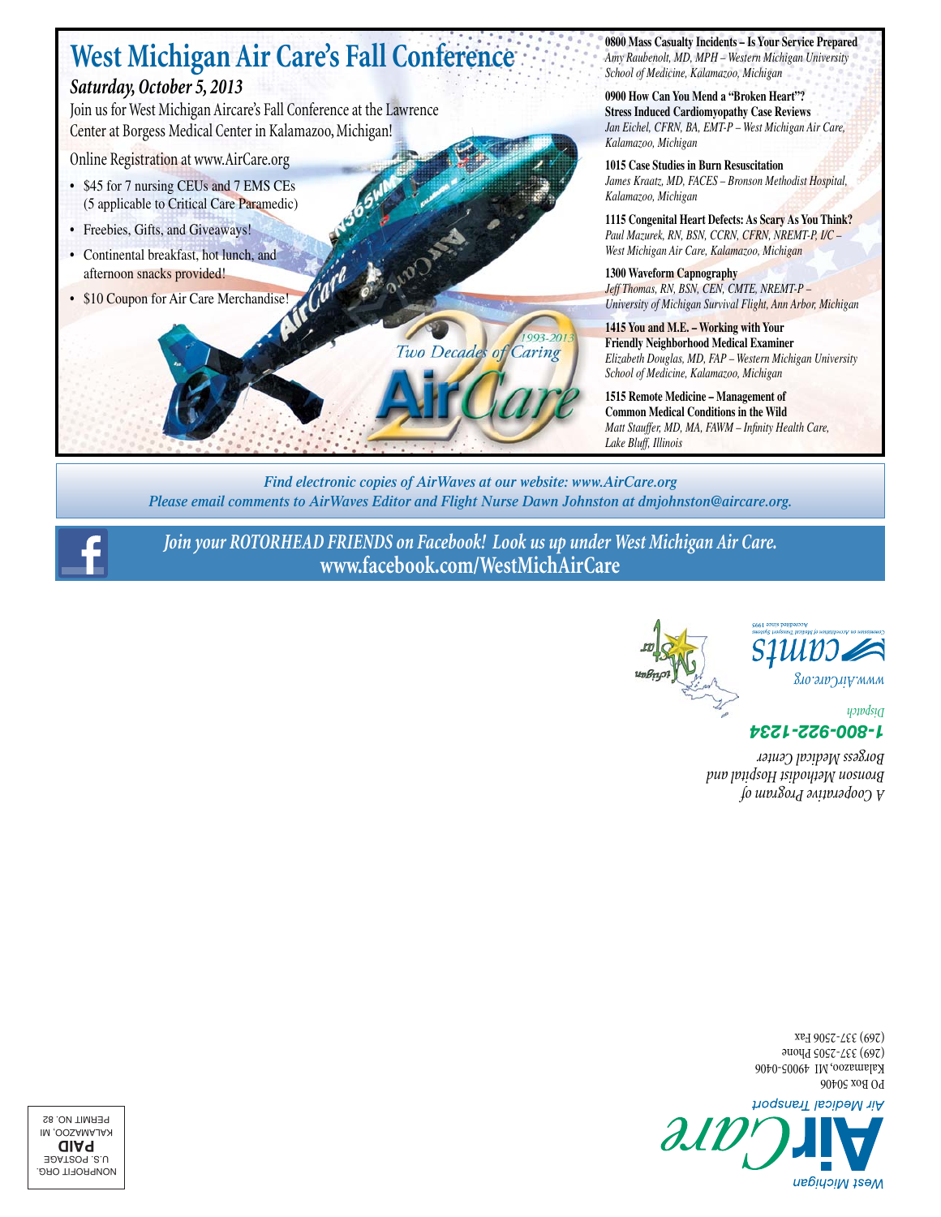# West Michigan Air Care's Fall Conference

***Saturday, October 5, 2013***

Join us for West Michigan Aircare's Fall Conference at the Lawrence Center at Borgess Medical Center in Kalamazoo, Michigan!

Online Registration at www.AirCare.org

- $45 for 7 nursing CEUs and 7 EMS CEs (5 applicable to Critical Care Paramedic)
- Freebies, Gifts, and Giveaways!
- Continental breakfast, hot lunch, and afternoon snacks provided!
- $10 Coupon for Air Care Merchandise!

1993-2013 Two Decades of Caring AirCare 20

**0800 Mass Casualty Incidents – Is Your Service Prepared**
*Amy Raubenolt, MD, MPH – Western Michigan University School of Medicine, Kalamazoo, Michigan*

**0900 How Can You Mend a "Broken Heart"? Stress Induced Cardiomyopathy Case Reviews**
*Jan Eichel, CFRN, BA, EMT-P – West Michigan Air Care, Kalamazoo, Michigan*

**1015 Case Studies in Burn Resuscitation**
*James Kraatz, MD, FACES – Bronson Methodist Hospital, Kalamazoo, Michigan*

**1115 Congenital Heart Defects: As Scary As You Think?**
*Paul Mazurek, RN, BSN, CCRN, CFRN, NREMT-P, I/C – West Michigan Air Care, Kalamazoo, Michigan*

**1300 Waveform Capnography**
*Jeff Thomas, RN, BSN, CEN, CMTE, NREMT-P – University of Michigan Survival Flight, Ann Arbor, Michigan*

**1415 You and M.E. – Working with Your Friendly Neighborhood Medical Examiner**
*Elizabeth Douglas, MD, FAP – Western Michigan University School of Medicine, Kalamazoo, Michigan*

**1515 Remote Medicine – Management of Common Medical Conditions in the Wild**
*Matt Stauffer, MD, MA, FAWM – Infinity Health Care, Lake Bluff, Illinois*

***Find electronic copies of AirWaves at our website: www.AirCare.org***
***Please email comments to AirWaves Editor and Flight Nurse Dawn Johnston at dmjohnston@aircare.org.***

***Join your ROTORHEAD FRIENDS on Facebook! Look us up under West Michigan Air Care.***
**www.facebook.com/WestMichAirCare**

*A Cooperative Program of Bronson Methodist Hospital and Borgess Medical Center*

**1-800-922-1234**
*Dispatch*

*www.AirCare.org*

CAMTS – Commission on Accreditation of Medical Transport Systems – Accredited since 1995

*West Michigan*
**AirCare**
*Air Medical Transport*

PO Box 50406
Kalamazoo, MI 49005-0406
(269) 337-2505 Phone
(269) 337-2506 Fax

NONPROFIT ORG.
U.S. POSTAGE
**PAID**
KALAMAZOO, MI
PERMIT NO. 82